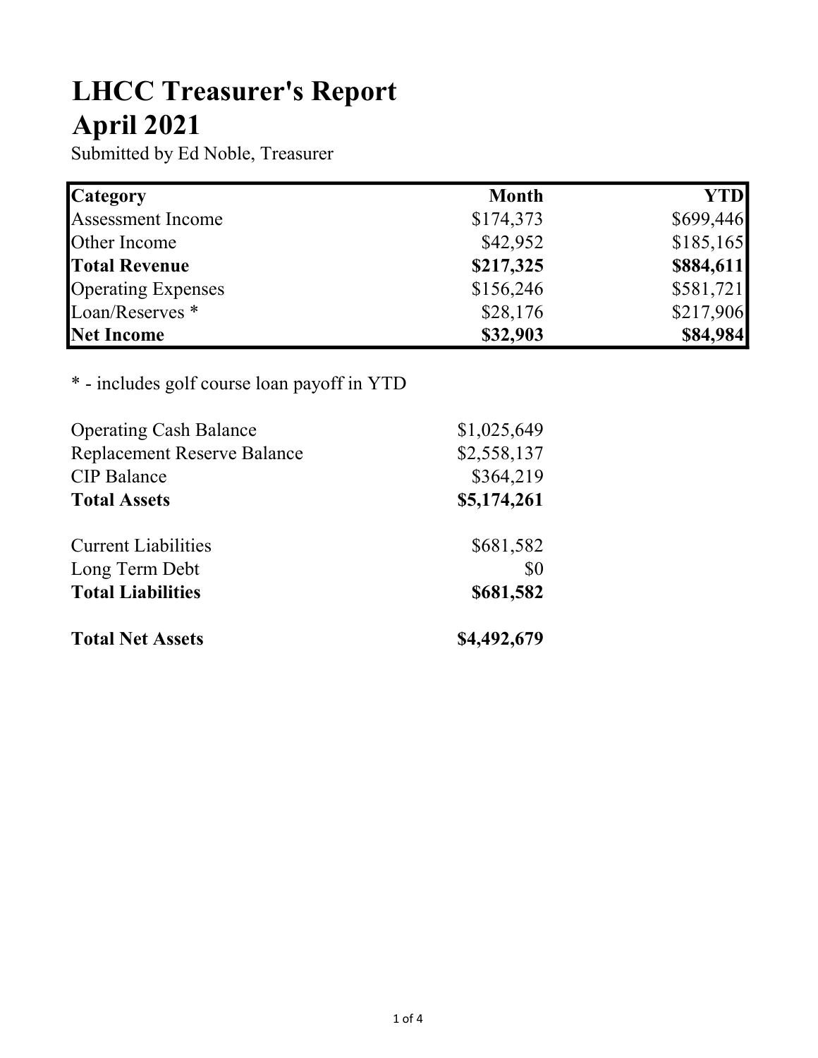# LHCC Treasurer's Report
# April 2021

Submitted by Ed Noble, Treasurer

| **Category** | **Month** | **YTD** |
|---|---:|---:|
| Assessment Income | $174,373 | $699,446 |
| Other Income | $42,952 | $185,165 |
| **Total Revenue** | **$217,325** | **$884,611** |
| Operating Expenses | $156,246 | $581,721 |
| Loan/Reserves * | $28,176 | $217,906 |
| **Net Income** | **$32,903** | **$84,984** |

* - includes golf course loan payoff in YTD

| | |
|---|---:|
| Operating Cash Balance | $1,025,649 |
| Replacement Reserve Balance | $2,558,137 |
| CIP Balance | $364,219 |
| **Total Assets** | **$5,174,261** |
| | |
| Current Liabilities | $681,582 |
| Long Term Debt | $0 |
| **Total Liabilities** | **$681,582** |
| | |
| **Total Net Assets** | **$4,492,679** |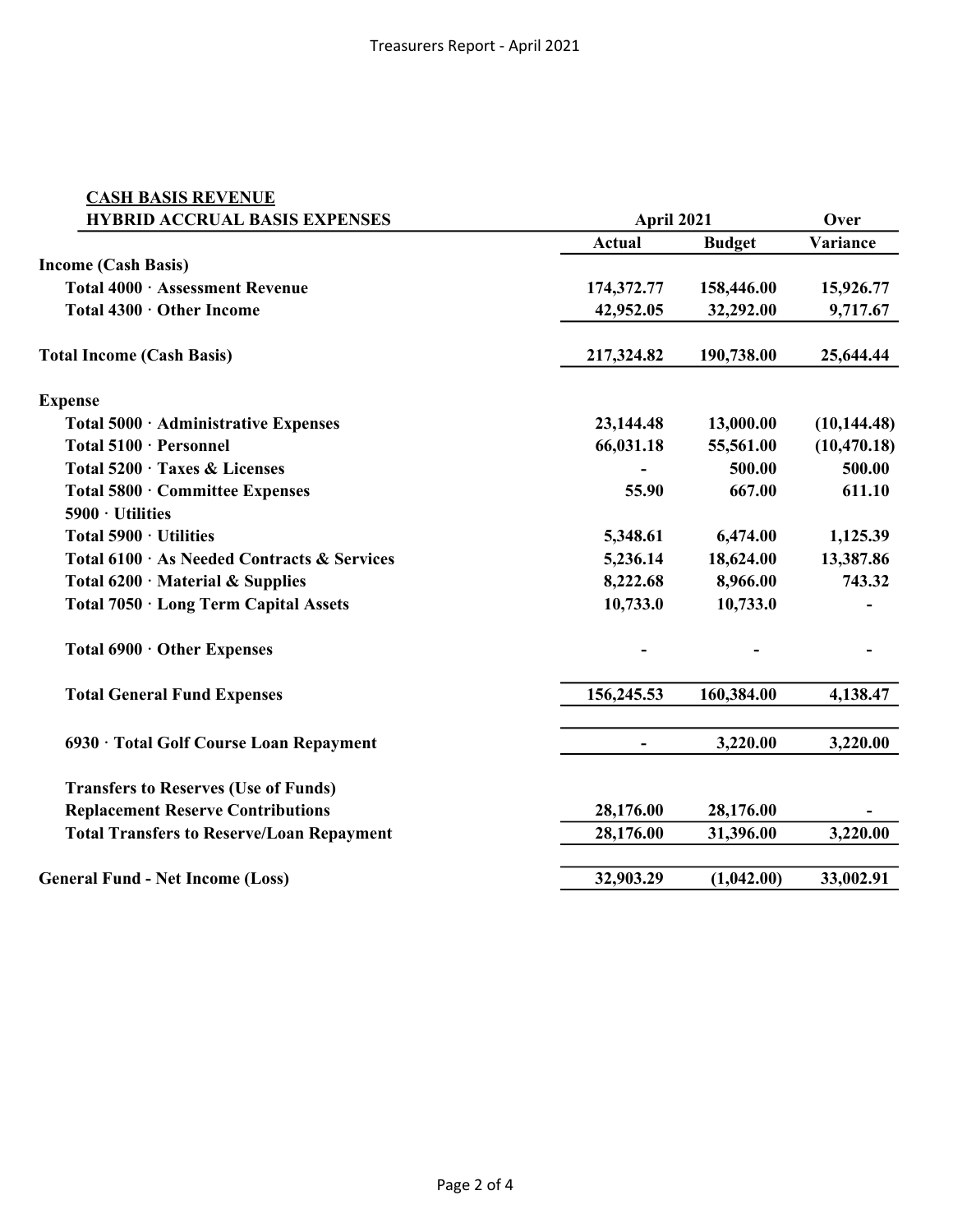Treasurers Report - April 2021

| **CASH BASIS REVENUE**<br>**HYBRID ACCRUAL BASIS EXPENSES** | **April 2021** | | **Over** |
|---|---|---|---|
| | **Actual** | **Budget** | **Variance** |
| **Income (Cash Basis)** | | | |
| **Total 4000 · Assessment Revenue** | **174,372.77** | **158,446.00** | **15,926.77** |
| **Total 4300 · Other Income** | **42,952.05** | **32,292.00** | **9,717.67** |
| **Total Income (Cash Basis)** | **217,324.82** | **190,738.00** | **25,644.44** |
| **Expense** | | | |
| **Total 5000 · Administrative Expenses** | **23,144.48** | **13,000.00** | **(10,144.48)** |
| **Total 5100 · Personnel** | **66,031.18** | **55,561.00** | **(10,470.18)** |
| **Total 5200 · Taxes & Licenses** | **-** | **500.00** | **500.00** |
| **Total 5800 · Committee Expenses** | **55.90** | **667.00** | **611.10** |
| **5900 · Utilities** | | | |
| **Total 5900 · Utilities** | **5,348.61** | **6,474.00** | **1,125.39** |
| **Total 6100 · As Needed Contracts & Services** | **5,236.14** | **18,624.00** | **13,387.86** |
| **Total 6200 · Material & Supplies** | **8,222.68** | **8,966.00** | **743.32** |
| **Total 7050 · Long Term Capital Assets** | **10,733.0** | **10,733.0** | **-** |
| **Total 6900 · Other Expenses** | **-** | **-** | **-** |
| **Total General Fund Expenses** | **156,245.53** | **160,384.00** | **4,138.47** |
| **6930 · Total Golf Course Loan Repayment** | **-** | **3,220.00** | **3,220.00** |
| **Transfers to Reserves (Use of Funds)** | | | |
| **Replacement Reserve Contributions** | **28,176.00** | **28,176.00** | **-** |
| **Total Transfers to Reserve/Loan Repayment** | **28,176.00** | **31,396.00** | **3,220.00** |
| **General Fund - Net Income (Loss)** | **32,903.29** | **(1,042.00)** | **33,002.91** |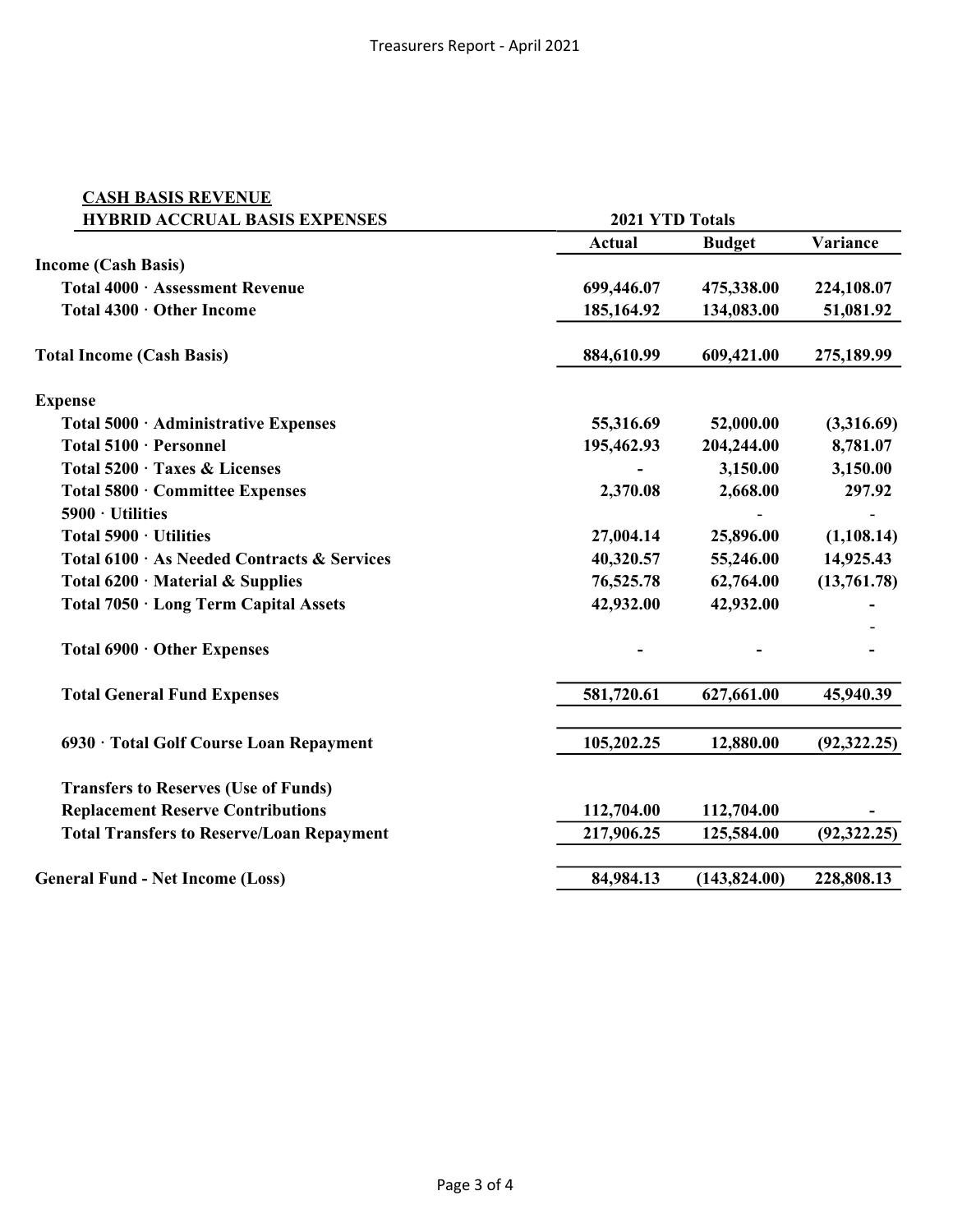Treasurers Report - April 2021

| **CASH BASIS REVENUE**<br>**HYBRID ACCRUAL BASIS EXPENSES** | **2021 YTD Totals** | | |
|---|---|---|---|
| | **Actual** | **Budget** | **Variance** |
| **Income (Cash Basis)** | | | |
| **Total 4000 · Assessment Revenue** | **699,446.07** | **475,338.00** | **224,108.07** |
| **Total 4300 · Other Income** | **185,164.92** | **134,083.00** | **51,081.92** |
| **Total Income (Cash Basis)** | **884,610.99** | **609,421.00** | **275,189.99** |
| **Expense** | | | |
| **Total 5000 · Administrative Expenses** | **55,316.69** | **52,000.00** | **(3,316.69)** |
| **Total 5100 · Personnel** | **195,462.93** | **204,244.00** | **8,781.07** |
| **Total 5200 · Taxes & Licenses** | **-** | **3,150.00** | **3,150.00** |
| **Total 5800 · Committee Expenses** | **2,370.08** | **2,668.00** | **297.92** |
| **5900 · Utilities** | | - | - |
| **Total 5900 · Utilities** | **27,004.14** | **25,896.00** | **(1,108.14)** |
| **Total 6100 · As Needed Contracts & Services** | **40,320.57** | **55,246.00** | **14,925.43** |
| **Total 6200 · Material & Supplies** | **76,525.78** | **62,764.00** | **(13,761.78)** |
| **Total 7050 · Long Term Capital Assets** | **42,932.00** | **42,932.00** | **-** |
| | | | - |
| **Total 6900 · Other Expenses** | **-** | **-** | **-** |
| **Total General Fund Expenses** | **581,720.61** | **627,661.00** | **45,940.39** |
| **6930 · Total Golf Course Loan Repayment** | **105,202.25** | **12,880.00** | **(92,322.25)** |
| **Transfers to Reserves (Use of Funds)** | | | |
| **Replacement Reserve Contributions** | **112,704.00** | **112,704.00** | **-** |
| **Total Transfers to Reserve/Loan Repayment** | **217,906.25** | **125,584.00** | **(92,322.25)** |
| **General Fund - Net Income (Loss)** | **84,984.13** | **(143,824.00)** | **228,808.13** |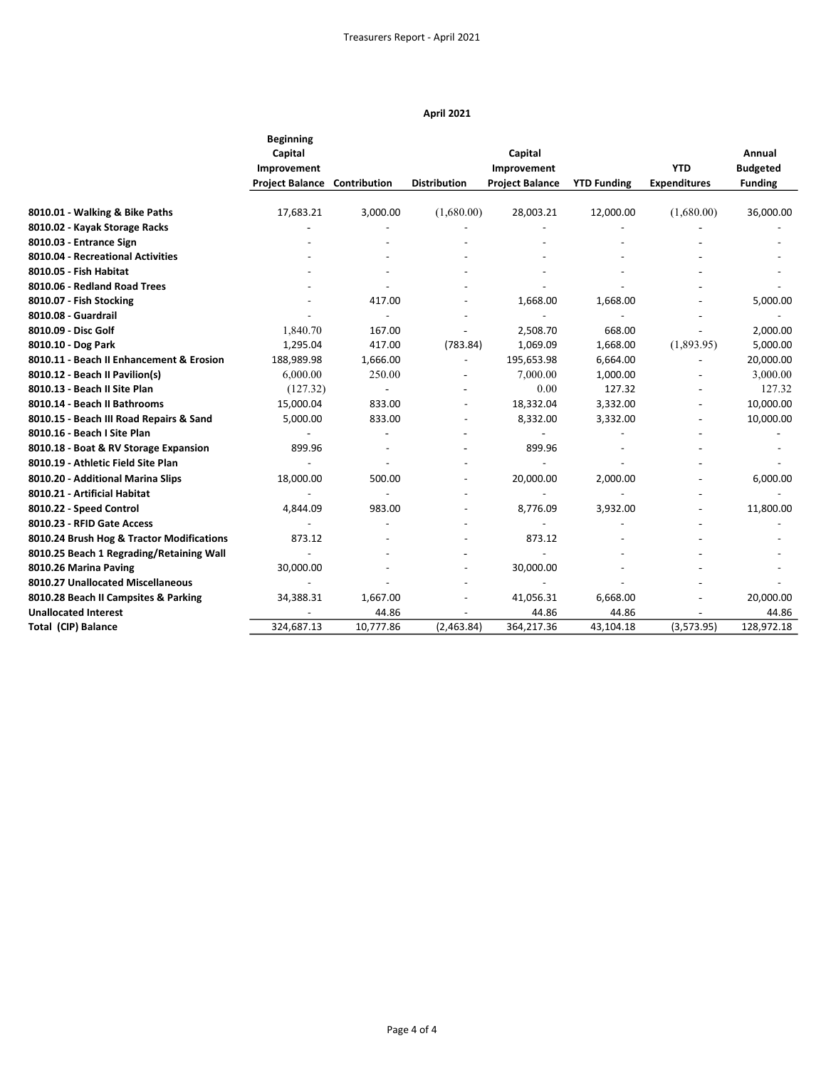## April 2021

| | Beginning Capital Improvement Project Balance | Contribution | Distribution | Capital Improvement Project Balance | YTD Funding | YTD Expenditures | Annual Budgeted Funding |
|---|---|---|---|---|---|---|---|
| **8010.01 - Walking & Bike Paths** | 17,683.21 | 3,000.00 | (1,680.00) | 28,003.21 | 12,000.00 | (1,680.00) | 36,000.00 |
| **8010.02 - Kayak Storage Racks** | - | - | - | - | - | - | - |
| **8010.03 - Entrance Sign** | - | - | - | - | - | - | - |
| **8010.04 - Recreational Activities** | - | - | - | - | - | - | - |
| **8010.05 - Fish Habitat** | - | - | - | - | - | - | - |
| **8010.06 - Redland Road Trees** | - | - | - | - | - | - | - |
| **8010.07 - Fish Stocking** | - | 417.00 | - | 1,668.00 | 1,668.00 | - | 5,000.00 |
| **8010.08 - Guardrail** | - | - | - | - | - | - | - |
| **8010.09 - Disc Golf** | 1,840.70 | 167.00 | - | 2,508.70 | 668.00 | - | 2,000.00 |
| **8010.10 - Dog Park** | 1,295.04 | 417.00 | (783.84) | 1,069.09 | 1,668.00 | (1,893.95) | 5,000.00 |
| **8010.11 - Beach II Enhancement & Erosion** | 188,989.98 | 1,666.00 | - | 195,653.98 | 6,664.00 | - | 20,000.00 |
| **8010.12 - Beach II Pavilion(s)** | 6,000.00 | 250.00 | - | 7,000.00 | 1,000.00 | - | 3,000.00 |
| **8010.13 - Beach II Site Plan** | (127.32) | - | - | 0.00 | 127.32 | - | 127.32 |
| **8010.14 - Beach II Bathrooms** | 15,000.04 | 833.00 | - | 18,332.04 | 3,332.00 | - | 10,000.00 |
| **8010.15 - Beach III Road Repairs & Sand** | 5,000.00 | 833.00 | - | 8,332.00 | 3,332.00 | - | 10,000.00 |
| **8010.16 - Beach I Site Plan** | - | - | - | - | - | - | - |
| **8010.18 - Boat & RV Storage Expansion** | 899.96 | - | - | 899.96 | - | - | - |
| **8010.19 - Athletic Field Site Plan** | - | - | - | - | - | - | - |
| **8010.20 - Additional Marina Slips** | 18,000.00 | 500.00 | - | 20,000.00 | 2,000.00 | - | 6,000.00 |
| **8010.21 - Artificial Habitat** | - | - | - | - | - | - | - |
| **8010.22 - Speed Control** | 4,844.09 | 983.00 | - | 8,776.09 | 3,932.00 | - | 11,800.00 |
| **8010.23 - RFID Gate Access** | - | - | - | - | - | - | - |
| **8010.24 Brush Hog & Tractor Modifications** | 873.12 | - | - | 873.12 | - | - | - |
| **8010.25 Beach 1 Regrading/Retaining Wall** | - | - | - | - | - | - | - |
| **8010.26 Marina Paving** | 30,000.00 | - | - | 30,000.00 | - | - | - |
| **8010.27 Unallocated Miscellaneous** | - | - | - | - | - | - | - |
| **8010.28 Beach II Campsites & Parking** | 34,388.31 | 1,667.00 | - | 41,056.31 | 6,668.00 | - | 20,000.00 |
| **Unallocated Interest** | - | 44.86 | - | 44.86 | 44.86 | - | 44.86 |
| **Total (CIP) Balance** | 324,687.13 | 10,777.86 | (2,463.84) | 364,217.36 | 43,104.18 | (3,573.95) | 128,972.18 |